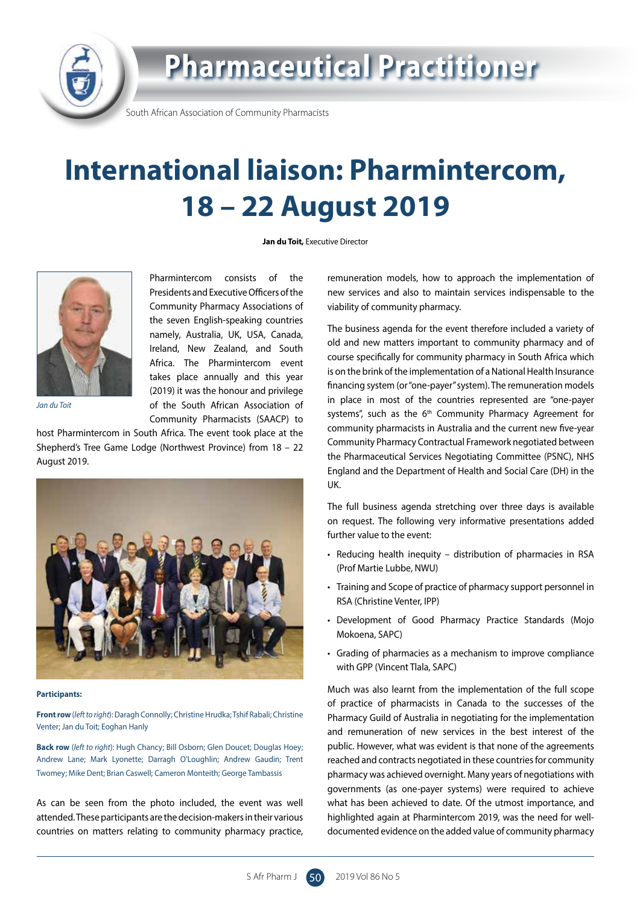# Pharmaceutical Practitioner

South African Association of Community Pharmacists

# International liaison: Pharmintercom, 18 – 22 August 2019

**Jan du Toit,** Executive Director

*Jan du Toit*

Pharmintercom consists of the Presidents and Executive Officers of the Community Pharmacy Associations of the seven English-speaking countries namely, Australia, UK, USA, Canada, Ireland, New Zealand, and South Africa. The Pharmintercom event takes place annually and this year (2019) it was the honour and privilege of the South African Association of Community Pharmacists (SAACP) to host Pharmintercom in South Africa. The event took place at the Shepherd's Tree Game Lodge (Northwest Province) from 18 – 22 August 2019.

**Participants:**

**Front row** (*left to right*): Daragh Connolly; Christine Hrudka; Tshif Rabali; Christine Venter; Jan du Toit; Eoghan Hanly

**Back row** (*left to right*): Hugh Chancy; Bill Osborn; Glen Doucet; Douglas Hoey; Andrew Lane; Mark Lyonette; Darragh O'Loughlin; Andrew Gaudin; Trent Twomey; Mike Dent; Brian Caswell; Cameron Monteith; George Tambassis

As can be seen from the photo included, the event was well attended. These participants are the decision-makers in their various countries on matters relating to community pharmacy practice, remuneration models, how to approach the implementation of new services and also to maintain services indispensable to the viability of community pharmacy.

The business agenda for the event therefore included a variety of old and new matters important to community pharmacy and of course specifically for community pharmacy in South Africa which is on the brink of the implementation of a National Health Insurance financing system (or "one-payer" system). The remuneration models in place in most of the countries represented are "one-payer systems", such as the 6th Community Pharmacy Agreement for community pharmacists in Australia and the current new five-year Community Pharmacy Contractual Framework negotiated between the Pharmaceutical Services Negotiating Committee (PSNC), NHS England and the Department of Health and Social Care (DH) in the UK.

The full business agenda stretching over three days is available on request. The following very informative presentations added further value to the event:

- Reducing health inequity – distribution of pharmacies in RSA (Prof Martie Lubbe, NWU)
- Training and Scope of practice of pharmacy support personnel in RSA (Christine Venter, IPP)
- Development of Good Pharmacy Practice Standards (Mojo Mokoena, SAPC)
- Grading of pharmacies as a mechanism to improve compliance with GPP (Vincent Tlala, SAPC)

Much was also learnt from the implementation of the full scope of practice of pharmacists in Canada to the successes of the Pharmacy Guild of Australia in negotiating for the implementation and remuneration of new services in the best interest of the public. However, what was evident is that none of the agreements reached and contracts negotiated in these countries for community pharmacy was achieved overnight. Many years of negotiations with governments (as one-payer systems) were required to achieve what has been achieved to date. Of the utmost importance, and highlighted again at Pharmintercom 2019, was the need for well-documented evidence on the added value of community pharmacy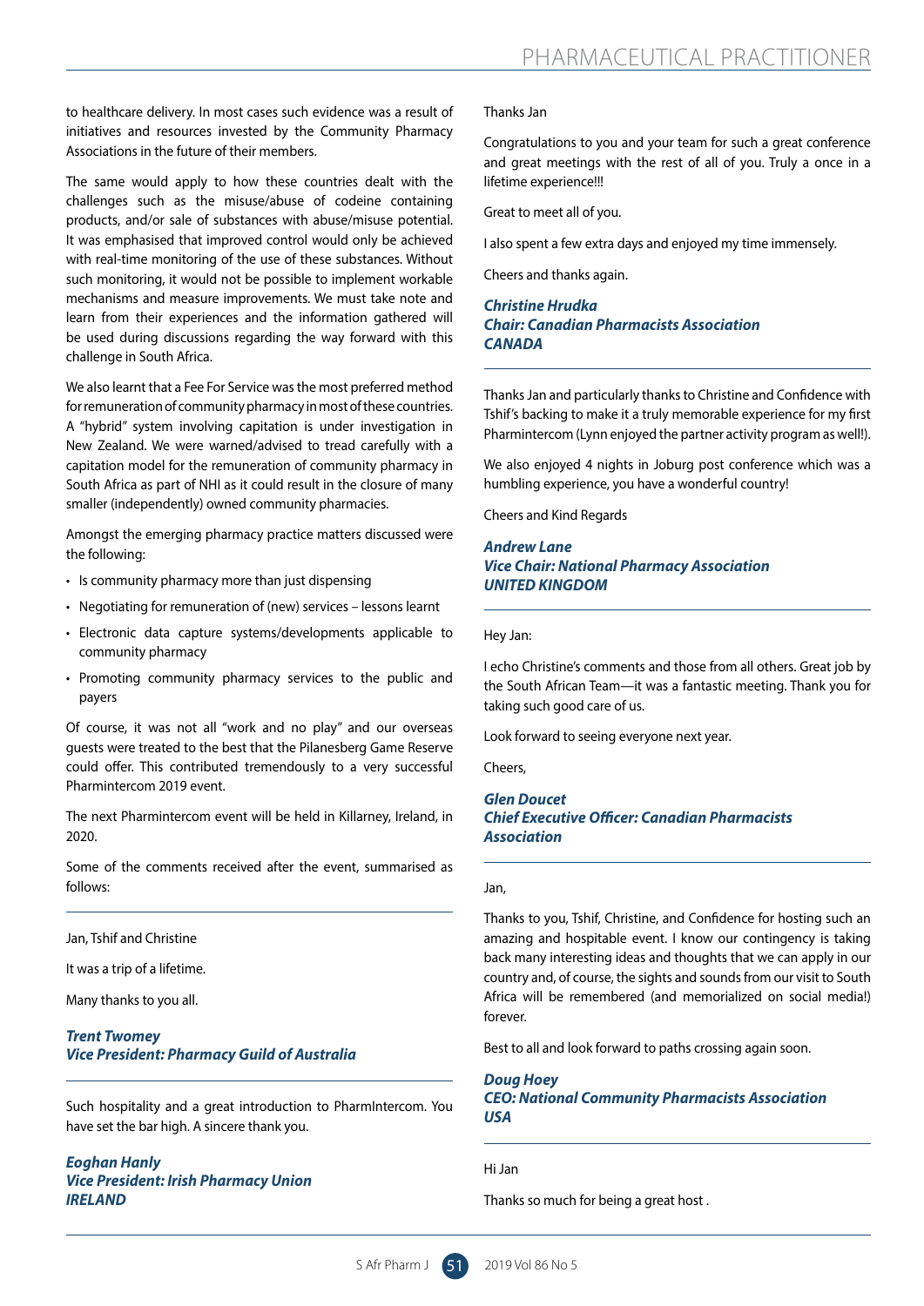to healthcare delivery. In most cases such evidence was a result of initiatives and resources invested by the Community Pharmacy Associations in the future of their members.

The same would apply to how these countries dealt with the challenges such as the misuse/abuse of codeine containing products, and/or sale of substances with abuse/misuse potential. It was emphasised that improved control would only be achieved with real-time monitoring of the use of these substances. Without such monitoring, it would not be possible to implement workable mechanisms and measure improvements. We must take note and learn from their experiences and the information gathered will be used during discussions regarding the way forward with this challenge in South Africa.

We also learnt that a Fee For Service was the most preferred method for remuneration of community pharmacy in most of these countries. A "hybrid" system involving capitation is under investigation in New Zealand. We were warned/advised to tread carefully with a capitation model for the remuneration of community pharmacy in South Africa as part of NHI as it could result in the closure of many smaller (independently) owned community pharmacies.

Amongst the emerging pharmacy practice matters discussed were the following:

- Is community pharmacy more than just dispensing
- Negotiating for remuneration of (new) services – lessons learnt
- Electronic data capture systems/developments applicable to community pharmacy
- Promoting community pharmacy services to the public and payers

Of course, it was not all "work and no play" and our overseas guests were treated to the best that the Pilanesberg Game Reserve could offer. This contributed tremendously to a very successful Pharmintercom 2019 event.

The next Pharmintercom event will be held in Killarney, Ireland, in 2020.

Some of the comments received after the event, summarised as follows:

---

Jan, Tshif and Christine

It was a trip of a lifetime.

Many thanks to you all.

***Trent Twomey***
***Vice President: Pharmacy Guild of Australia***

---

Such hospitality and a great introduction to PharmIntercom. You have set the bar high. A sincere thank you.

***Eoghan Hanly***
***Vice President: Irish Pharmacy Union***
***IRELAND***

---

Thanks Jan

Congratulations to you and your team for such a great conference and great meetings with the rest of all of you. Truly a once in a lifetime experience!!!

Great to meet all of you.

I also spent a few extra days and enjoyed my time immensely.

Cheers and thanks again.

***Christine Hrudka***
***Chair: Canadian Pharmacists Association***
***CANADA***

---

Thanks Jan and particularly thanks to Christine and Confidence with Tshif's backing to make it a truly memorable experience for my first Pharmintercom (Lynn enjoyed the partner activity program as well!).

We also enjoyed 4 nights in Joburg post conference which was a humbling experience, you have a wonderful country!

Cheers and Kind Regards

***Andrew Lane***
***Vice Chair: National Pharmacy Association***
***UNITED KINGDOM***

---

Hey Jan:

I echo Christine's comments and those from all others. Great job by the South African Team—it was a fantastic meeting. Thank you for taking such good care of us.

Look forward to seeing everyone next year.

Cheers,

***Glen Doucet***
***Chief Executive Officer: Canadian Pharmacists Association***

---

Jan,

Thanks to you, Tshif, Christine, and Confidence for hosting such an amazing and hospitable event. I know our contingency is taking back many interesting ideas and thoughts that we can apply in our country and, of course, the sights and sounds from our visit to South Africa will be remembered (and memorialized on social media!) forever.

Best to all and look forward to paths crossing again soon.

***Doug Hoey***
***CEO: National Community Pharmacists Association***
***USA***

---

Hi Jan

Thanks so much for being a great host .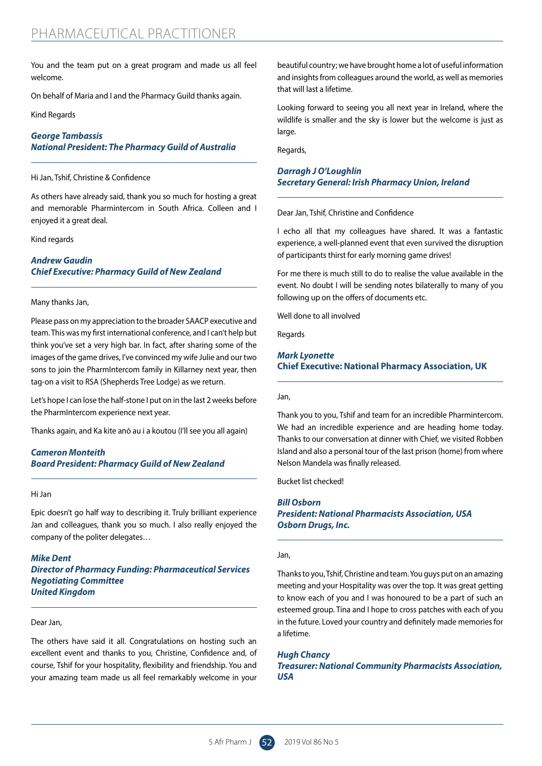You and the team put on a great program and made us all feel welcome.

On behalf of Maria and I and the Pharmacy Guild thanks again.

Kind Regards

***George Tambassis***
***National President: The Pharmacy Guild of Australia***

---

Hi Jan, Tshif, Christine & Confidence

As others have already said, thank you so much for hosting a great and memorable Pharmintercom in South Africa. Colleen and I enjoyed it a great deal.

Kind regards

***Andrew Gaudin***
***Chief Executive: Pharmacy Guild of New Zealand***

---

Many thanks Jan,

Please pass on my appreciation to the broader SAACP executive and team. This was my first international conference, and I can't help but think you've set a very high bar. In fact, after sharing some of the images of the game drives, I've convinced my wife Julie and our two sons to join the PharmIntercom family in Killarney next year, then tag-on a visit to RSA (Shepherds Tree Lodge) as we return.

Let's hope I can lose the half-stone I put on in the last 2 weeks before the PharmIntercom experience next year.

Thanks again, and Ka kite anō au i a koutou (I'll see you all again)

***Cameron Monteith***
***Board President: Pharmacy Guild of New Zealand***

---

Hi Jan

Epic doesn't go half way to describing it. Truly brilliant experience Jan and colleagues, thank you so much. I also really enjoyed the company of the politer delegates…

***Mike Dent***
***Director of Pharmacy Funding: Pharmaceutical Services Negotiating Committee***
***United Kingdom***

---

Dear Jan,

The others have said it all. Congratulations on hosting such an excellent event and thanks to you, Christine, Confidence and, of course, Tshif for your hospitality, flexibility and friendship. You and your amazing team made us all feel remarkably welcome in your beautiful country; we have brought home a lot of useful information and insights from colleagues around the world, as well as memories that will last a lifetime.

Looking forward to seeing you all next year in Ireland, where the wildlife is smaller and the sky is lower but the welcome is just as large.

Regards,

***Darragh J O'Loughlin***
***Secretary General: Irish Pharmacy Union, Ireland***

---

Dear Jan, Tshif, Christine and Confidence

I echo all that my colleagues have shared. It was a fantastic experience, a well-planned event that even survived the disruption of participants thirst for early morning game drives!

For me there is much still to do to realise the value available in the event. No doubt I will be sending notes bilaterally to many of you following up on the offers of documents etc.

Well done to all involved

Regards

***Mark Lyonette***
**Chief Executive: National Pharmacy Association, UK**

---

Jan,

Thank you to you, Tshif and team for an incredible Pharmintercom. We had an incredible experience and are heading home today. Thanks to our conversation at dinner with Chief, we visited Robben Island and also a personal tour of the last prison (home) from where Nelson Mandela was finally released.

Bucket list checked!

***Bill Osborn***
***President: National Pharmacists Association, USA***
***Osborn Drugs, Inc.***

---

Jan,

Thanks to you, Tshif, Christine and team. You guys put on an amazing meeting and your Hospitality was over the top. It was great getting to know each of you and I was honoured to be a part of such an esteemed group. Tina and I hope to cross patches with each of you in the future. Loved your country and definitely made memories for a lifetime.

***Hugh Chancy***
***Treasurer: National Community Pharmacists Association, USA***